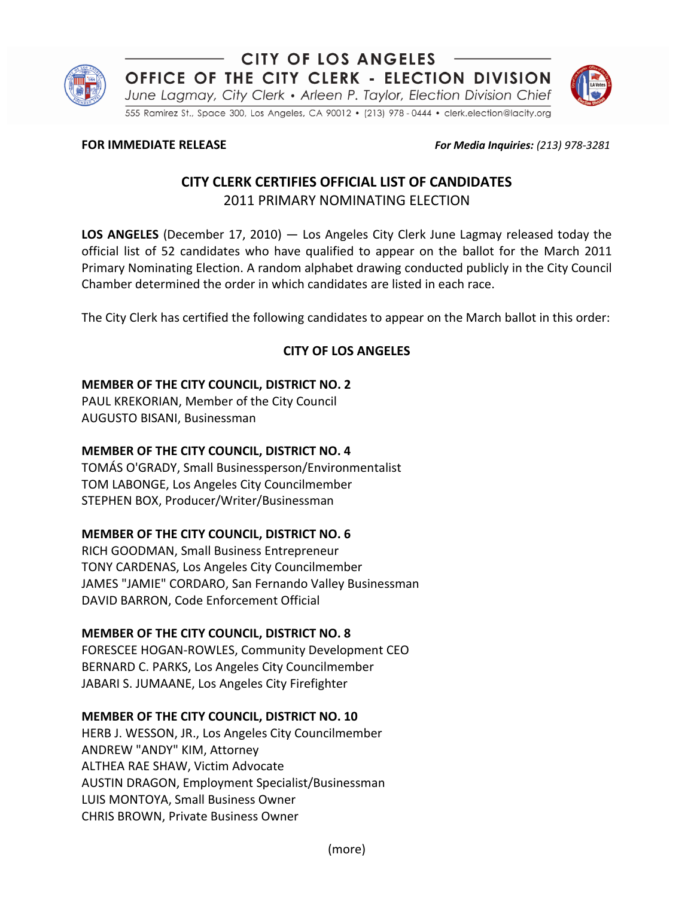# CITY OF LOS ANGELES

## OFFICE OF THE CITY CLERK - ELECTION DIVISION

*June Lagmay, City Clerk • Arleen P. Taylor, Election Division Chief*

555 Ramirez St., Space 300, Los Angeles, CA 90012 • (213) 978 - 0444 • clerk.election@lacity.org

**FOR IMMEDIATE RELEASE** ***For Media Inquiries:*** *(213) 978-3281*

## CITY CLERK CERTIFIES OFFICIAL LIST OF CANDIDATES

2011 PRIMARY NOMINATING ELECTION

**LOS ANGELES** (December 17, 2010) — Los Angeles City Clerk June Lagmay released today the official list of 52 candidates who have qualified to appear on the ballot for the March 2011 Primary Nominating Election. A random alphabet drawing conducted publicly in the City Council Chamber determined the order in which candidates are listed in each race.

The City Clerk has certified the following candidates to appear on the March ballot in this order:

### CITY OF LOS ANGELES

**MEMBER OF THE CITY COUNCIL, DISTRICT NO. 2**
PAUL KREKORIAN, Member of the City Council
AUGUSTO BISANI, Businessman

**MEMBER OF THE CITY COUNCIL, DISTRICT NO. 4**
TOMÁS O'GRADY, Small Businessperson/Environmentalist
TOM LABONGE, Los Angeles City Councilmember
STEPHEN BOX, Producer/Writer/Businessman

**MEMBER OF THE CITY COUNCIL, DISTRICT NO. 6**
RICH GOODMAN, Small Business Entrepreneur
TONY CARDENAS, Los Angeles City Councilmember
JAMES "JAMIE" CORDARO, San Fernando Valley Businessman
DAVID BARRON, Code Enforcement Official

**MEMBER OF THE CITY COUNCIL, DISTRICT NO. 8**
FORESCEE HOGAN-ROWLES, Community Development CEO
BERNARD C. PARKS, Los Angeles City Councilmember
JABARI S. JUMAANE, Los Angeles City Firefighter

**MEMBER OF THE CITY COUNCIL, DISTRICT NO. 10**
HERB J. WESSON, JR., Los Angeles City Councilmember
ANDREW "ANDY" KIM, Attorney
ALTHEA RAE SHAW, Victim Advocate
AUSTIN DRAGON, Employment Specialist/Businessman
LUIS MONTOYA, Small Business Owner
CHRIS BROWN, Private Business Owner

(more)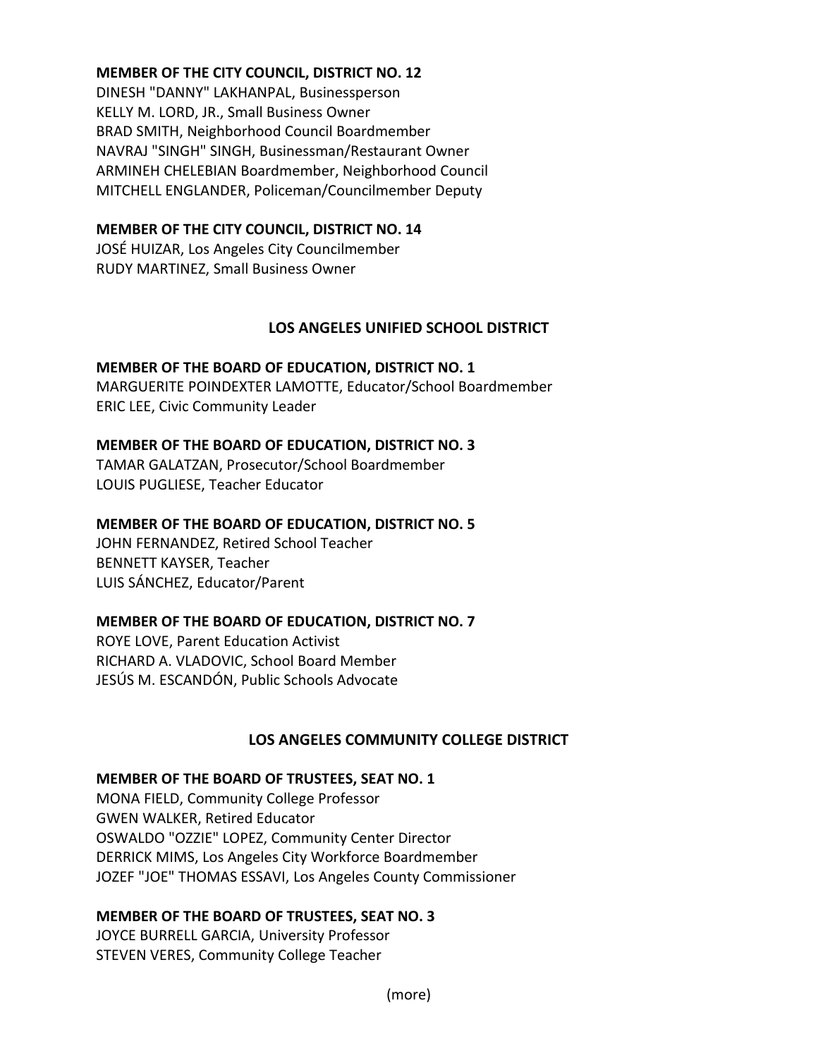**MEMBER OF THE CITY COUNCIL, DISTRICT NO. 12**

DINESH "DANNY" LAKHANPAL, Businessperson
KELLY M. LORD, JR., Small Business Owner
BRAD SMITH, Neighborhood Council Boardmember
NAVRAJ "SINGH" SINGH, Businessman/Restaurant Owner
ARMINEH CHELEBIAN Boardmember, Neighborhood Council
MITCHELL ENGLANDER, Policeman/Councilmember Deputy

**MEMBER OF THE CITY COUNCIL, DISTRICT NO. 14**

JOSÉ HUIZAR, Los Angeles City Councilmember
RUDY MARTINEZ, Small Business Owner

## LOS ANGELES UNIFIED SCHOOL DISTRICT

**MEMBER OF THE BOARD OF EDUCATION, DISTRICT NO. 1**

MARGUERITE POINDEXTER LAMOTTE, Educator/School Boardmember
ERIC LEE, Civic Community Leader

**MEMBER OF THE BOARD OF EDUCATION, DISTRICT NO. 3**

TAMAR GALATZAN, Prosecutor/School Boardmember
LOUIS PUGLIESE, Teacher Educator

**MEMBER OF THE BOARD OF EDUCATION, DISTRICT NO. 5**

JOHN FERNANDEZ, Retired School Teacher
BENNETT KAYSER, Teacher
LUIS SÁNCHEZ, Educator/Parent

**MEMBER OF THE BOARD OF EDUCATION, DISTRICT NO. 7**

ROYE LOVE, Parent Education Activist
RICHARD A. VLADOVIC, School Board Member
JESÚS M. ESCANDÓN, Public Schools Advocate

## LOS ANGELES COMMUNITY COLLEGE DISTRICT

**MEMBER OF THE BOARD OF TRUSTEES, SEAT NO. 1**

MONA FIELD, Community College Professor
GWEN WALKER, Retired Educator
OSWALDO "OZZIE" LOPEZ, Community Center Director
DERRICK MIMS, Los Angeles City Workforce Boardmember
JOZEF "JOE" THOMAS ESSAVI, Los Angeles County Commissioner

**MEMBER OF THE BOARD OF TRUSTEES, SEAT NO. 3**

JOYCE BURRELL GARCIA, University Professor
STEVEN VERES, Community College Teacher

(more)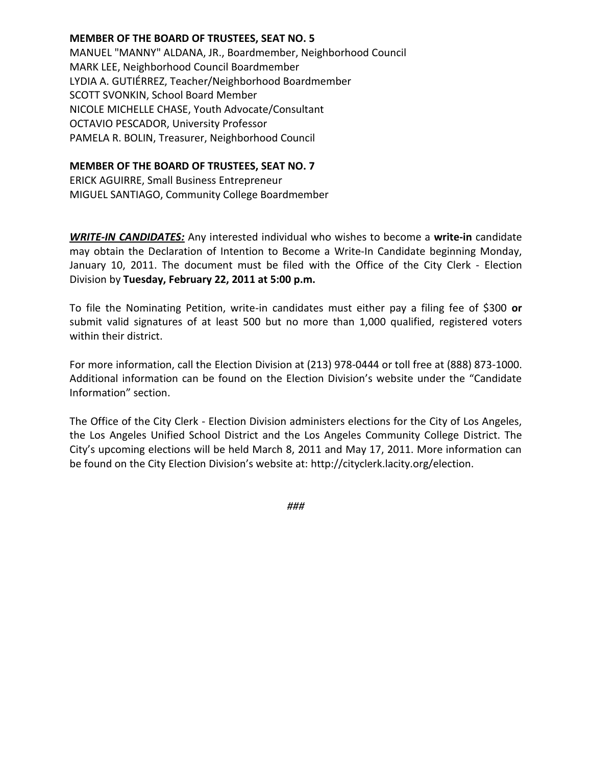**MEMBER OF THE BOARD OF TRUSTEES, SEAT NO. 5**

MANUEL "MANNY" ALDANA, JR., Boardmember, Neighborhood Council
MARK LEE, Neighborhood Council Boardmember
LYDIA A. GUTIÉRREZ, Teacher/Neighborhood Boardmember
SCOTT SVONKIN, School Board Member
NICOLE MICHELLE CHASE, Youth Advocate/Consultant
OCTAVIO PESCADOR, University Professor
PAMELA R. BOLIN, Treasurer, Neighborhood Council

**MEMBER OF THE BOARD OF TRUSTEES, SEAT NO. 7**

ERICK AGUIRRE, Small Business Entrepreneur
MIGUEL SANTIAGO, Community College Boardmember

***WRITE-IN CANDIDATES:*** Any interested individual who wishes to become a **write-in** candidate may obtain the Declaration of Intention to Become a Write-In Candidate beginning Monday, January 10, 2011. The document must be filed with the Office of the City Clerk - Election Division by **Tuesday, February 22, 2011 at 5:00 p.m.**

To file the Nominating Petition, write-in candidates must either pay a filing fee of $300 **or** submit valid signatures of at least 500 but no more than 1,000 qualified, registered voters within their district.

For more information, call the Election Division at (213) 978-0444 or toll free at (888) 873-1000. Additional information can be found on the Election Division's website under the "Candidate Information" section.

The Office of the City Clerk - Election Division administers elections for the City of Los Angeles, the Los Angeles Unified School District and the Los Angeles Community College District. The City's upcoming elections will be held March 8, 2011 and May 17, 2011. More information can be found on the City Election Division's website at: http://cityclerk.lacity.org/election.

*###*